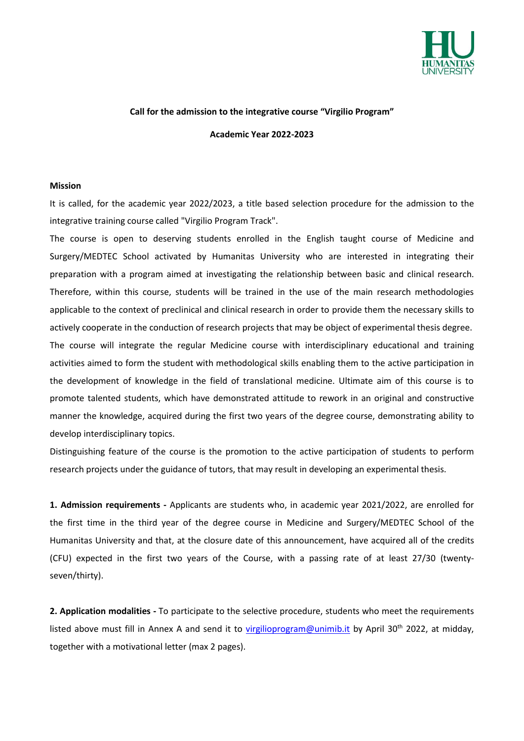**Call for the admission to the integrative course "Virgilio Program"**

**Academic Year 2022-2023**

**Mission**

It is called, for the academic year 2022/2023, a title based selection procedure for the admission to the integrative training course called "Virgilio Program Track".

The course is open to deserving students enrolled in the English taught course of Medicine and Surgery/MEDTEC School activated by Humanitas University who are interested in integrating their preparation with a program aimed at investigating the relationship between basic and clinical research. Therefore, within this course, students will be trained in the use of the main research methodologies applicable to the context of preclinical and clinical research in order to provide them the necessary skills to actively cooperate in the conduction of research projects that may be object of experimental thesis degree.

The course will integrate the regular Medicine course with interdisciplinary educational and training activities aimed to form the student with methodological skills enabling them to the active participation in the development of knowledge in the field of translational medicine. Ultimate aim of this course is to promote talented students, which have demonstrated attitude to rework in an original and constructive manner the knowledge, acquired during the first two years of the degree course, demonstrating ability to develop interdisciplinary topics.

Distinguishing feature of the course is the promotion to the active participation of students to perform research projects under the guidance of tutors, that may result in developing an experimental thesis.

**1. Admission requirements -** Applicants are students who, in academic year 2021/2022, are enrolled for the first time in the third year of the degree course in Medicine and Surgery/MEDTEC School of the Humanitas University and that, at the closure date of this announcement, have acquired all of the credits (CFU) expected in the first two years of the Course, with a passing rate of at least 27/30 (twenty-seven/thirty).

**2. Application modalities -** To participate to the selective procedure, students who meet the requirements listed above must fill in Annex A and send it to virgilioprogram@unimib.it by April 30th 2022, at midday, together with a motivational letter (max 2 pages).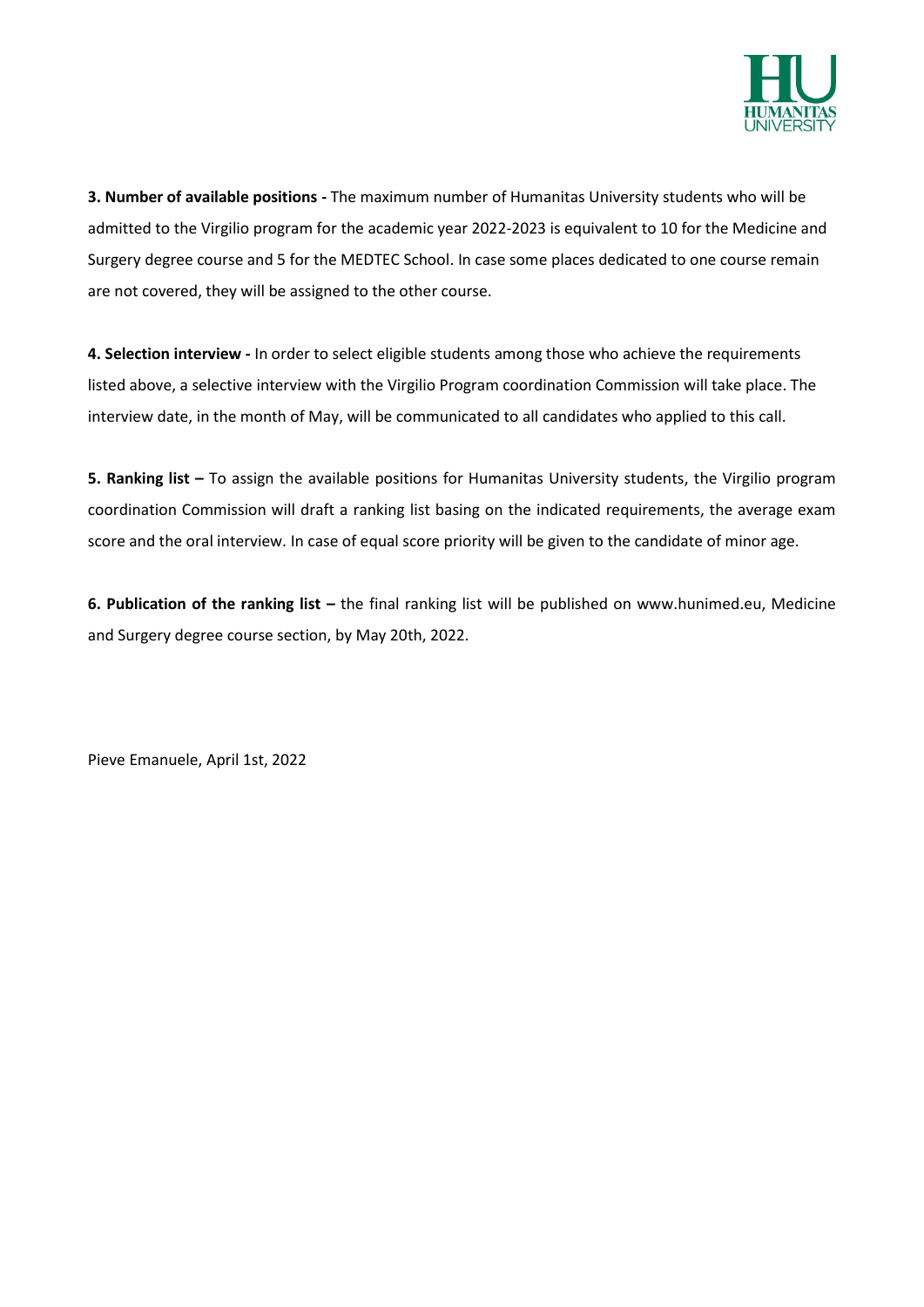**3. Number of available positions -** The maximum number of Humanitas University students who will be admitted to the Virgilio program for the academic year 2022-2023 is equivalent to 10 for the Medicine and Surgery degree course and 5 for the MEDTEC School. In case some places dedicated to one course remain are not covered, they will be assigned to the other course.

**4. Selection interview -** In order to select eligible students among those who achieve the requirements listed above, a selective interview with the Virgilio Program coordination Commission will take place. The interview date, in the month of May, will be communicated to all candidates who applied to this call.

**5. Ranking list –** To assign the available positions for Humanitas University students, the Virgilio program coordination Commission will draft a ranking list basing on the indicated requirements, the average exam score and the oral interview. In case of equal score priority will be given to the candidate of minor age.

**6. Publication of the ranking list –** the final ranking list will be published on www.hunimed.eu, Medicine and Surgery degree course section, by May 20th, 2022.

Pieve Emanuele, April 1st, 2022